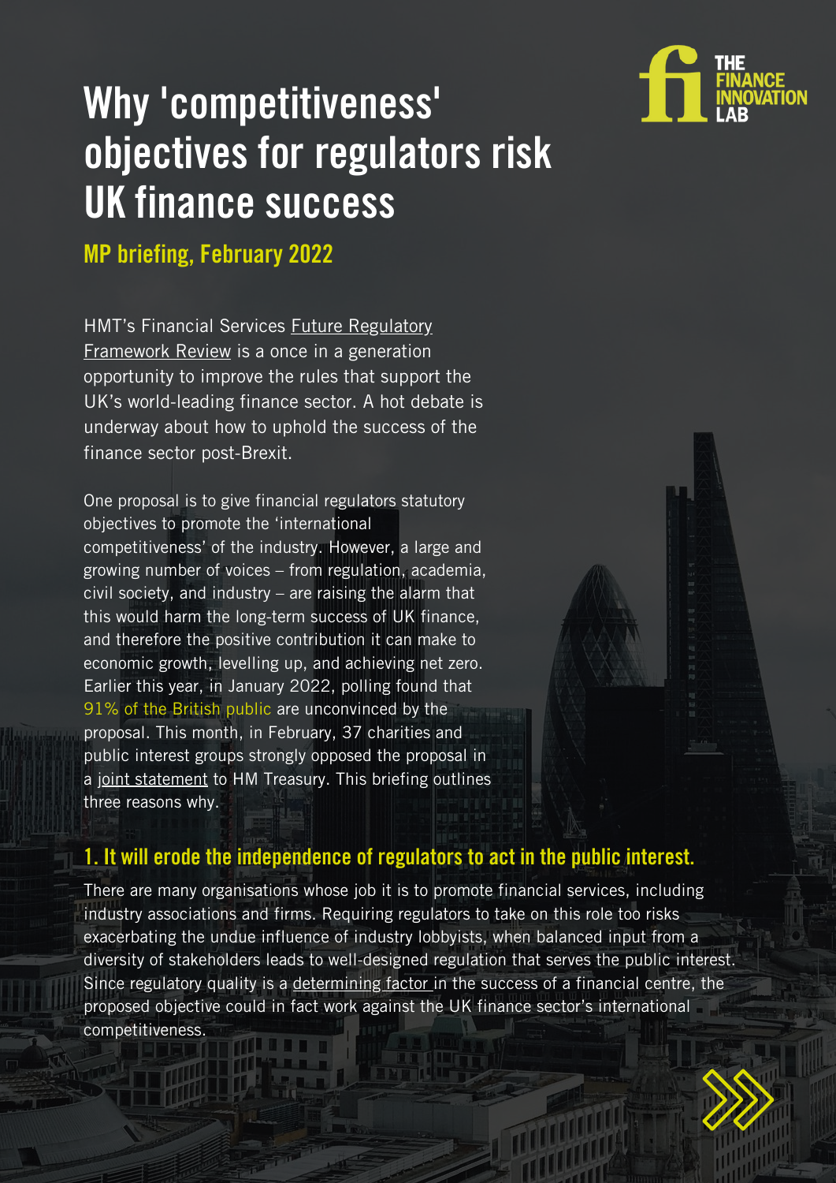# Why 'competitiveness' objectives for regulators risk UK finance success

## MP briefing, February 2022

HMT's Financial Services Future Regulatory Framework Review is a once in a generation opportunity to improve the rules that support the UK's world-leading finance sector. A hot debate is underway about how to uphold the success of the finance sector post-Brexit.

One proposal is to give financial regulators statutory objectives to promote the 'international competitiveness' of the industry. However, a large and growing number of voices – from regulation, academia, civil society, and industry – are raising the alarm that this would harm the long-term success of UK finance, and therefore the positive contribution it can make to economic growth, levelling up, and achieving net zero. Earlier this year, in January 2022, polling found that 91% of the British public are unconvinced by the proposal. This month, in February, 37 charities and public interest groups strongly opposed the proposal in a joint statement to HM Treasury. This briefing outlines three reasons why.

### 1. It will erode the independence of regulators to act in the public interest.

There are many organisations whose job it is to promote financial services, including industry associations and firms. Requiring regulators to take on this role too risks exacerbating the undue influence of industry lobbyists, when balanced input from a diversity of stakeholders leads to well-designed regulation that serves the public interest. Since regulatory quality is a determining factor in the success of a financial centre, the proposed objective could in fact work against the UK finance sector's international competitiveness.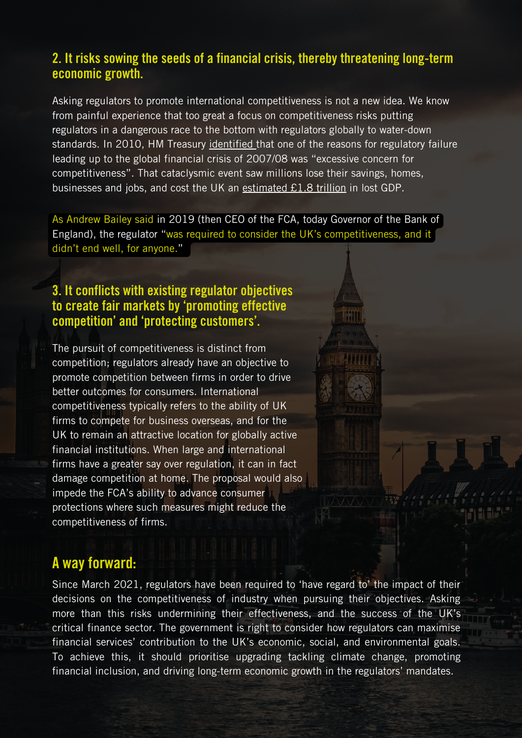## 2. It risks sowing the seeds of a financial crisis, thereby threatening long-term economic growth.

Asking regulators to promote international competitiveness is not a new idea. We know from painful experience that too great a focus on competitiveness risks putting regulators in a dangerous race to the bottom with regulators globally to water-down standards. In 2010, HM Treasury identified that one of the reasons for regulatory failure leading up to the global financial crisis of 2007/08 was "excessive concern for competitiveness". That cataclysmic event saw millions lose their savings, homes, businesses and jobs, and cost the UK an estimated £1.8 trillion in lost GDP.

As Andrew Bailey said in 2019 (then CEO of the FCA, today Governor of the Bank of England), the regulator "was required to consider the UK's competitiveness, and it didn't end well, for anyone."

## 3. It conflicts with existing regulator objectives to create fair markets by 'promoting effective competition' and 'protecting customers'.

The pursuit of competitiveness is distinct from competition; regulators already have an objective to promote competition between firms in order to drive better outcomes for consumers. International competitiveness typically refers to the ability of UK firms to compete for business overseas, and for the UK to remain an attractive location for globally active financial institutions. When large and international firms have a greater say over regulation, it can in fact damage competition at home. The proposal would also impede the FCA's ability to advance consumer protections where such measures might reduce the competitiveness of firms.

## A way forward:

Since March 2021, regulators have been required to 'have regard to' the impact of their decisions on the competitiveness of industry when pursuing their objectives. Asking more than this risks undermining their effectiveness, and the success of the UK's critical finance sector. The government is right to consider how regulators can maximise financial services' contribution to the UK's economic, social, and environmental goals. To achieve this, it should prioritise upgrading tackling climate change, promoting financial inclusion, and driving long-term economic growth in the regulators' mandates.